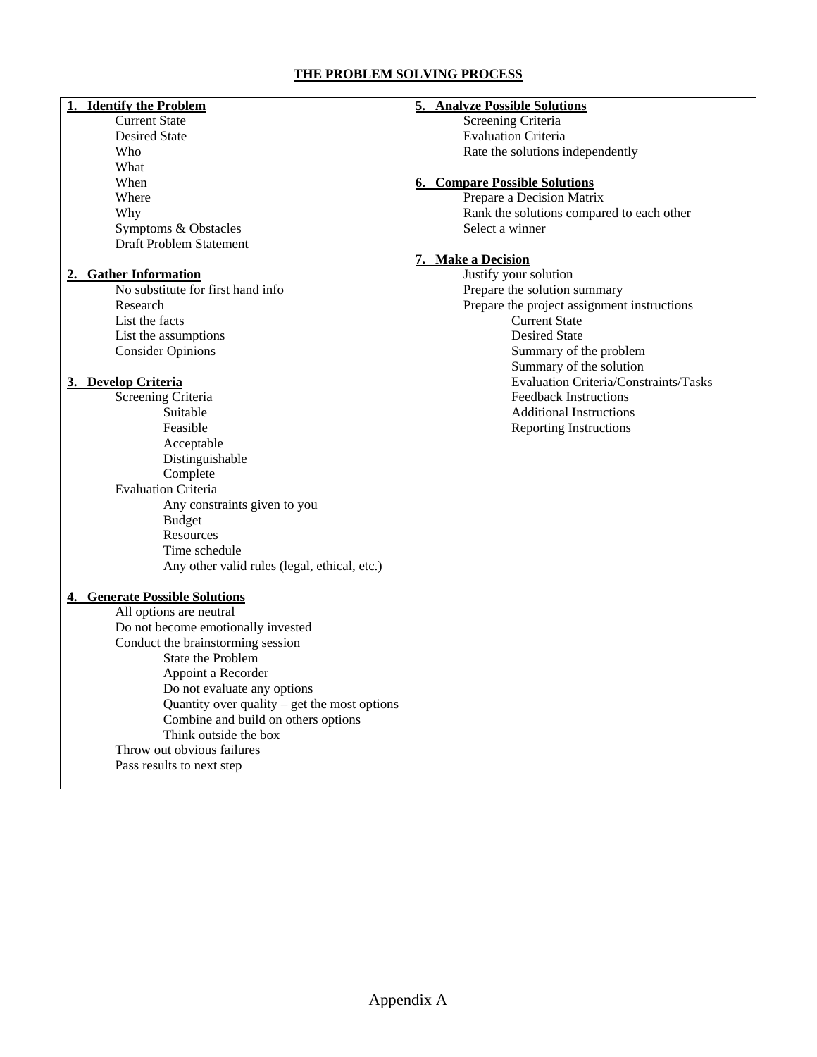# THE PROBLEM SOLVING PROCESS

## 1. Identify the Problem

- Current State
- Desired State
- Who
- What
- When
- Where
- Why
- Symptoms & Obstacles
- Draft Problem Statement

## 2. Gather Information

- No substitute for first hand info
- Research
- List the facts
- List the assumptions
- Consider Opinions

## 3. Develop Criteria

- Screening Criteria
  - Suitable
  - Feasible
  - Acceptable
  - Distinguishable
  - Complete
- Evaluation Criteria
  - Any constraints given to you
  - Budget
  - Resources
  - Time schedule
  - Any other valid rules (legal, ethical, etc.)

## 4. Generate Possible Solutions

- All options are neutral
- Do not become emotionally invested
- Conduct the brainstorming session
  - State the Problem
  - Appoint a Recorder
  - Do not evaluate any options
  - Quantity over quality – get the most options
  - Combine and build on others options
  - Think outside the box
- Throw out obvious failures
- Pass results to next step

## 5. Analyze Possible Solutions

- Screening Criteria
- Evaluation Criteria
- Rate the solutions independently

## 6. Compare Possible Solutions

- Prepare a Decision Matrix
- Rank the solutions compared to each other
- Select a winner

## 7. Make a Decision

- Justify your solution
- Prepare the solution summary
- Prepare the project assignment instructions
  - Current State
  - Desired State
  - Summary of the problem
  - Summary of the solution
  - Evaluation Criteria/Constraints/Tasks
  - Feedback Instructions
  - Additional Instructions
  - Reporting Instructions

Appendix A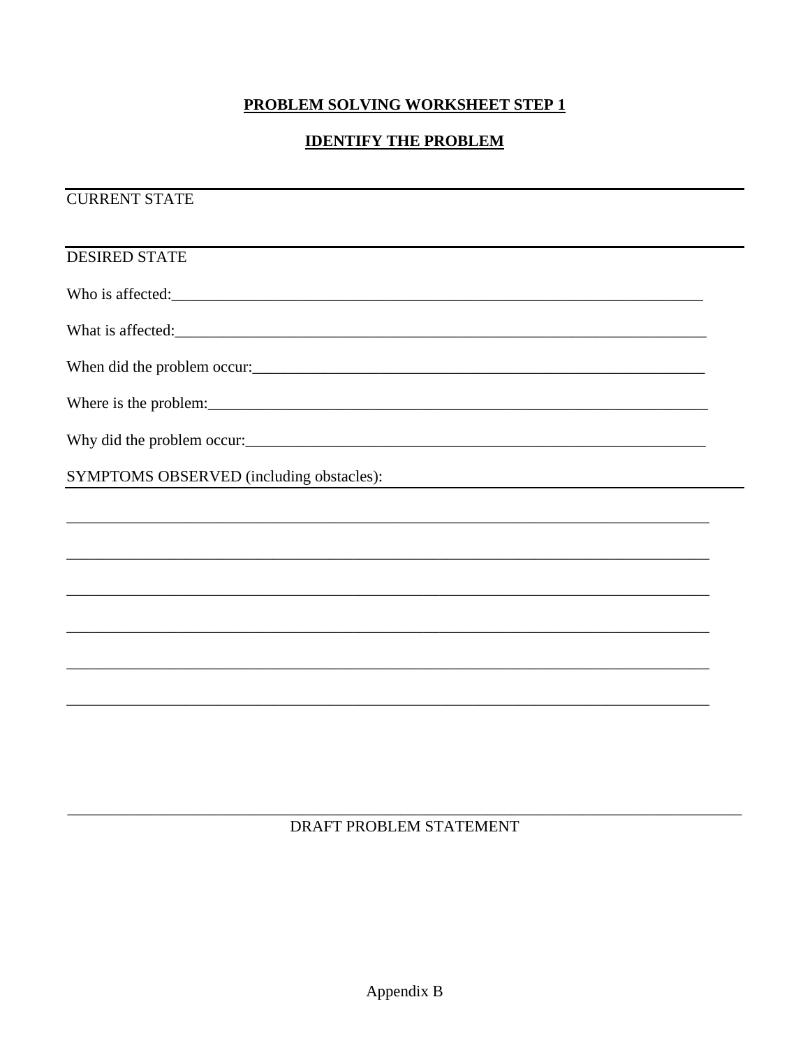**PROBLEM SOLVING WORKSHEET STEP 1**

**IDENTIFY THE PROBLEM**

---

CURRENT STATE

---

DESIRED STATE

Who is affected:______________________________________________________________________

What is affected:______________________________________________________________________

When did the problem occur:_____________________________________________________________

Where is the problem:__________________________________________________________________

Why did the problem occur:_____________________________________________________________

SYMPTOMS OBSERVED (including obstacles):

_____________________________________________________________________________________

_____________________________________________________________________________________

_____________________________________________________________________________________

_____________________________________________________________________________________

_____________________________________________________________________________________

_____________________________________________________________________________________

_____________________________________________________________________________________

DRAFT PROBLEM STATEMENT

Appendix B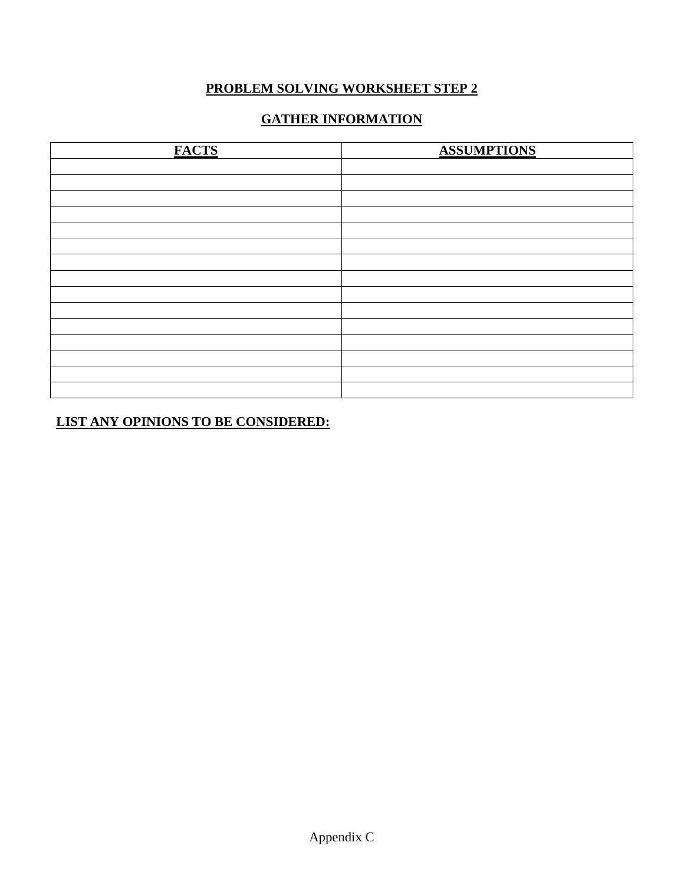# PROBLEM SOLVING WORKSHEET STEP 2

## GATHER INFORMATION

| FACTS | ASSUMPTIONS |
|---|---|
| | |
| | |
| | |
| | |
| | |
| | |
| | |
| | |
| | |
| | |
| | |
| | |
| | |
| | |
| | |

**LIST ANY OPINIONS TO BE CONSIDERED:**

Appendix C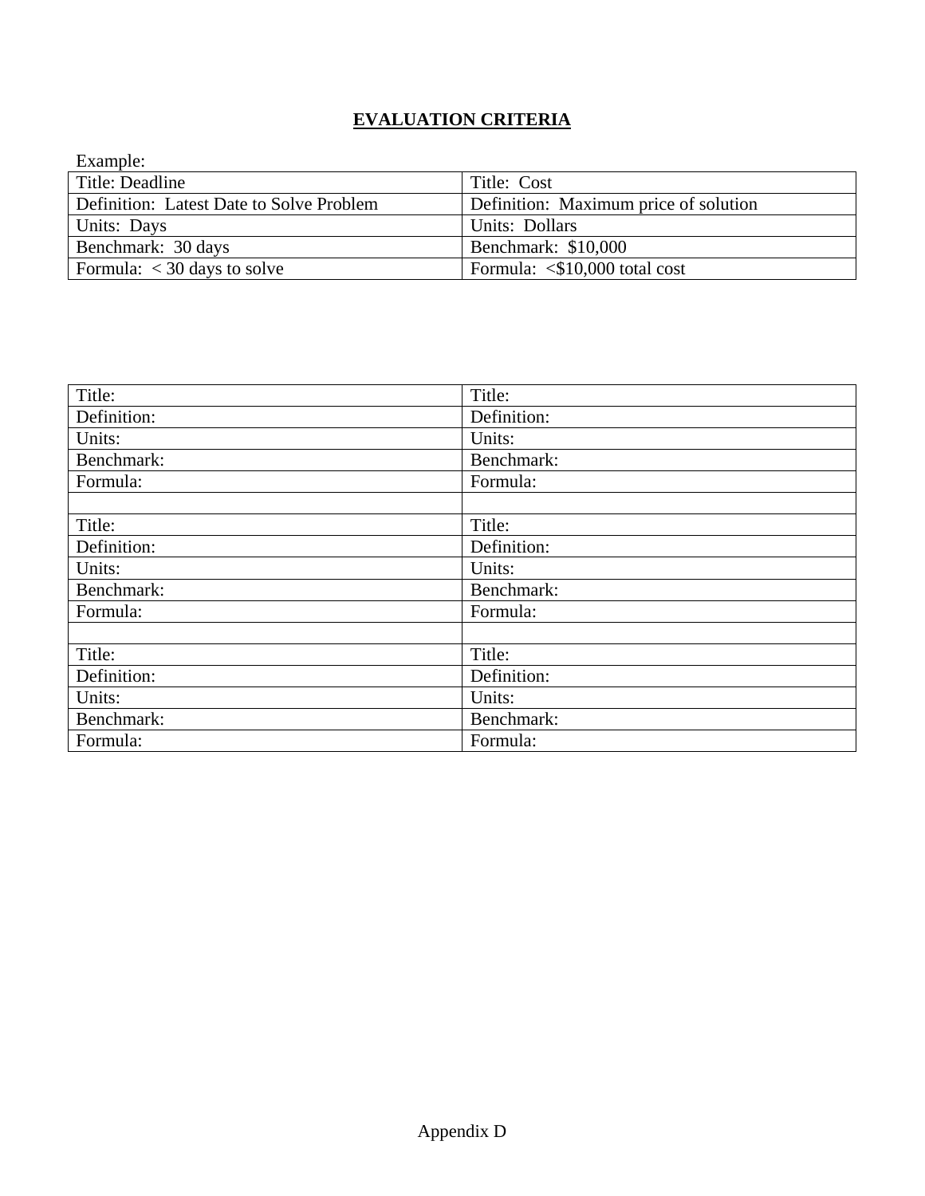# EVALUATION CRITERIA

Example:

| Title: Deadline | Title: Cost |
|---|---|
| Definition: Latest Date to Solve Problem | Definition: Maximum price of solution |
| Units: Days | Units: Dollars |
| Benchmark: 30 days | Benchmark: $10,000 |
| Formula: < 30 days to solve | Formula: <$10,000 total cost |

| Title: | Title: |
|---|---|
| Definition: | Definition: |
| Units: | Units: |
| Benchmark: | Benchmark: |
| Formula: | Formula: |
| | |
| Title: | Title: |
| Definition: | Definition: |
| Units: | Units: |
| Benchmark: | Benchmark: |
| Formula: | Formula: |
| | |
| Title: | Title: |
| Definition: | Definition: |
| Units: | Units: |
| Benchmark: | Benchmark: |
| Formula: | Formula: |

Appendix D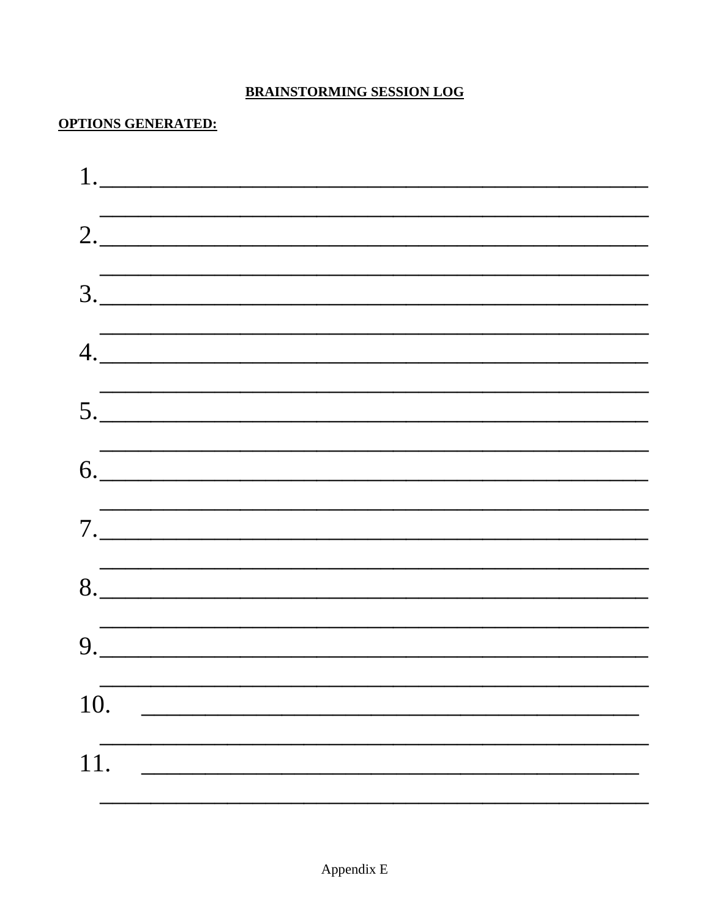**BRAINSTORMING SESSION LOG**

**OPTIONS GENERATED:**

1. ____________________________________________
   ____________________________________________
2. ____________________________________________
   ____________________________________________
3. ____________________________________________
   ____________________________________________
4. ____________________________________________
   ____________________________________________
5. ____________________________________________
   ____________________________________________
6. ____________________________________________
   ____________________________________________
7. ____________________________________________
   ____________________________________________
8. ____________________________________________
   ____________________________________________
9. ____________________________________________
   ____________________________________________
10. ________________________________________
    ____________________________________________
11. ________________________________________
    ____________________________________________

Appendix E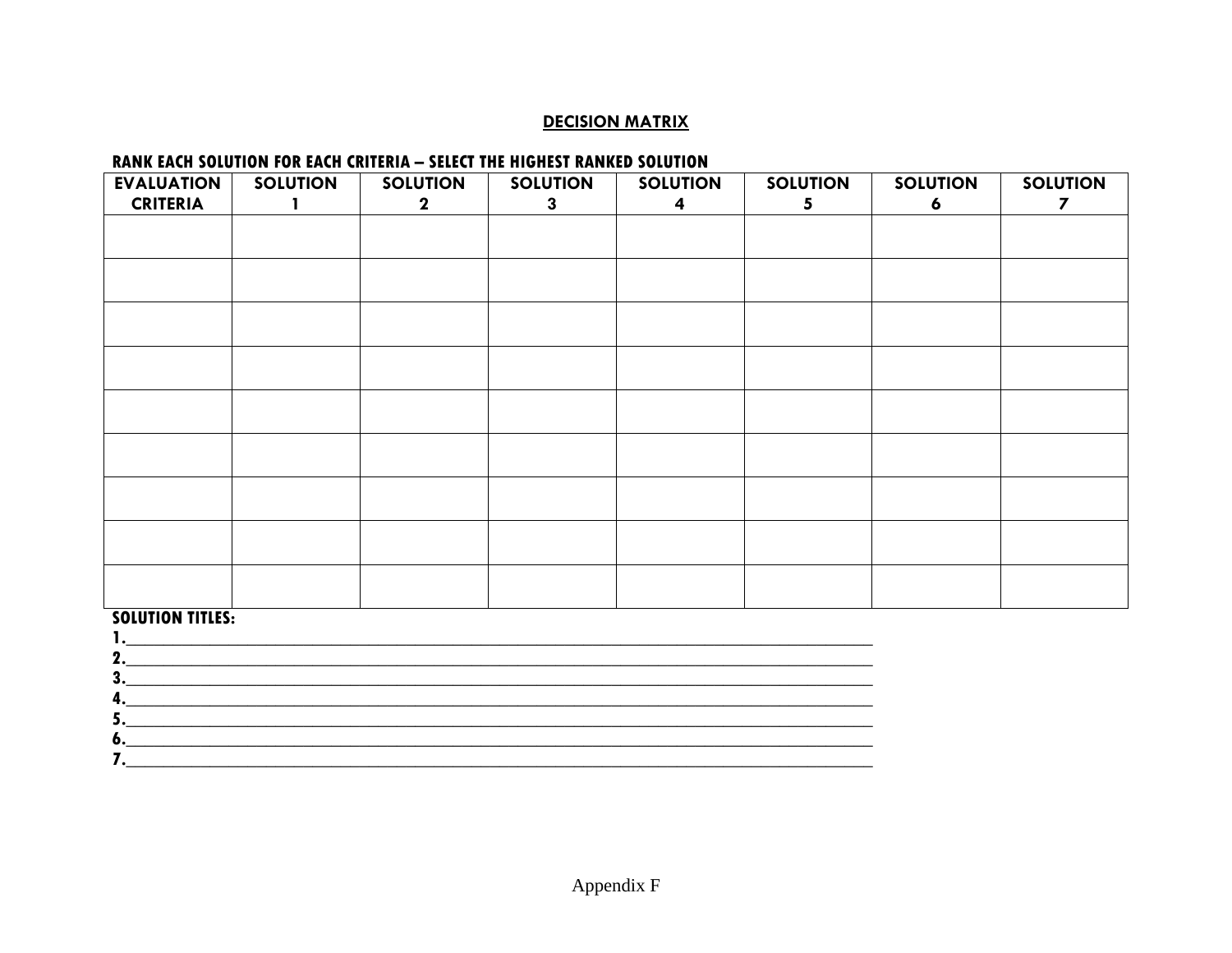## DECISION MATRIX

**RANK EACH SOLUTION FOR EACH CRITERIA – SELECT THE HIGHEST RANKED SOLUTION**

| EVALUATION CRITERIA | SOLUTION 1 | SOLUTION 2 | SOLUTION 3 | SOLUTION 4 | SOLUTION 5 | SOLUTION 6 | SOLUTION 7 |
|---|---|---|---|---|---|---|---|
| | | | | | | | |
| | | | | | | | |
| | | | | | | | |
| | | | | | | | |
| | | | | | | | |
| | | | | | | | |
| | | | | | | | |
| | | | | | | | |
| | | | | | | | |

**SOLUTION TITLES:**

**1.**_____________________________________________________________________________

**2.**_____________________________________________________________________________

**3.**_____________________________________________________________________________

**4.**_____________________________________________________________________________

**5.**_____________________________________________________________________________

**6.**_____________________________________________________________________________

**7.**_____________________________________________________________________________

Appendix F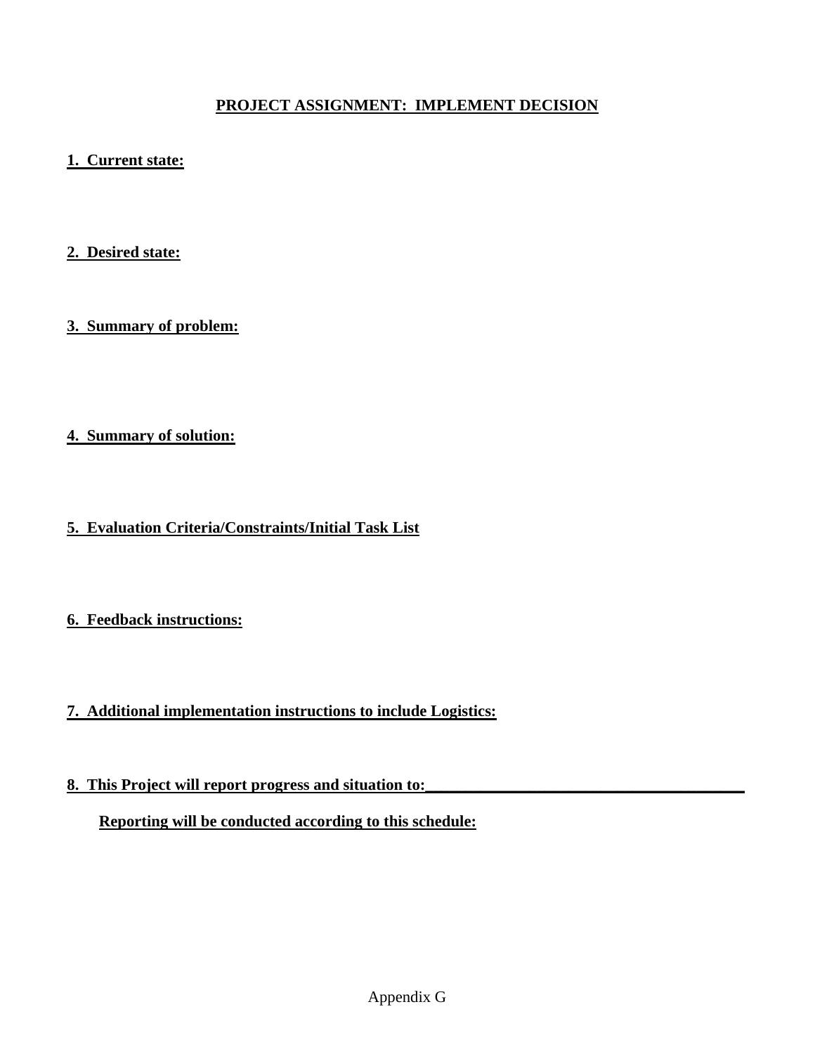# PROJECT ASSIGNMENT: IMPLEMENT DECISION

**1. Current state:**

**2. Desired state:**

**3. Summary of problem:**

**4. Summary of solution:**

**5. Evaluation Criteria/Constraints/Initial Task List**

**6. Feedback instructions:**

**7. Additional implementation instructions to include Logistics:**

**8. This Project will report progress and situation to:_______________________________________**

**Reporting will be conducted according to this schedule:**

Appendix G